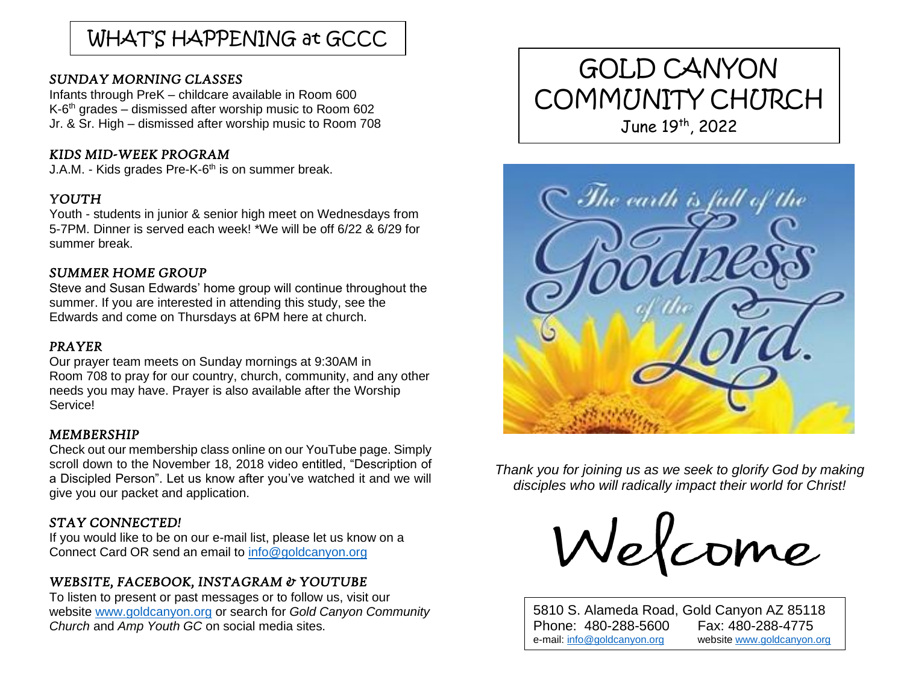# WHAT'S HAPPENING at GCCC

### *SUNDAY MORNING CLASSES*

Infants through PreK – childcare available in Room 600
K-6th grades – dismissed after worship music to Room 602
Jr. & Sr. High – dismissed after worship music to Room 708

### *KIDS MID-WEEK PROGRAM*

J.A.M. - Kids grades Pre-K-6th is on summer break.

### *YOUTH*

Youth - students in junior & senior high meet on Wednesdays from 5-7PM. Dinner is served each week! *We will be off 6/22 & 6/29 for summer break.

### *SUMMER HOME GROUP*

Steve and Susan Edwards' home group will continue throughout the summer. If you are interested in attending this study, see the Edwards and come on Thursdays at 6PM here at church.

### *PRAYER*

Our prayer team meets on Sunday mornings at 9:30AM in Room 708 to pray for our country, church, community, and any other needs you may have. Prayer is also available after the Worship Service!

### *MEMBERSHIP*

Check out our membership class online on our YouTube page. Simply scroll down to the November 18, 2018 video entitled, "Description of a Discipled Person". Let us know after you've watched it and we will give you our packet and application.

### *STAY CONNECTED!*

If you would like to be on our e-mail list, please let us know on a Connect Card OR send an email to info@goldcanyon.org

### *WEBSITE, FACEBOOK, INSTAGRAM & YOUTUBE*

To listen to present or past messages or to follow us, visit our website www.goldcanyon.org or search for *Gold Canyon Community Church* and *Amp Youth GC* on social media sites.

# GOLD CANYON COMMUNITY CHURCH

June 19th, 2022

The earth is full of the Goodness of the Lord.

*Thank you for joining us as we seek to glorify God by making disciples who will radically impact their world for Christ!*

# Welcome

5810 S. Alameda Road, Gold Canyon AZ 85118
Phone: 480-288-5600 Fax: 480-288-4775
e-mail: info@goldcanyon.org website www.goldcanyon.org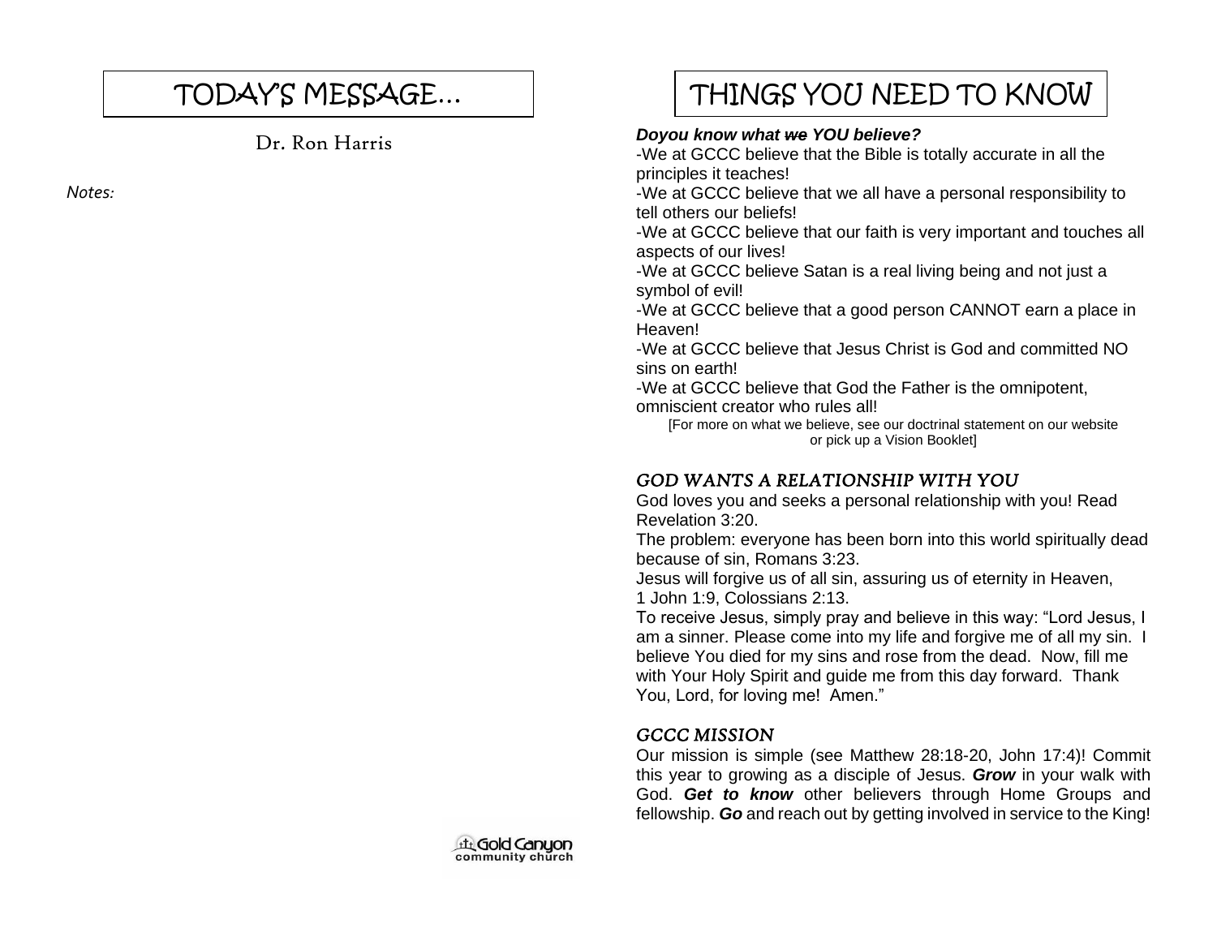# TODAY'S MESSAGE…

Dr. Ron Harris

*Notes:*

# THINGS YOU NEED TO KNOW

***Doyou know what ~~we~~ YOU believe?***

-We at GCCC believe that the Bible is totally accurate in all the principles it teaches!

-We at GCCC believe that we all have a personal responsibility to tell others our beliefs!

-We at GCCC believe that our faith is very important and touches all aspects of our lives!

-We at GCCC believe Satan is a real living being and not just a symbol of evil!

-We at GCCC believe that a good person CANNOT earn a place in Heaven!

-We at GCCC believe that Jesus Christ is God and committed NO sins on earth!

-We at GCCC believe that God the Father is the omnipotent, omniscient creator who rules all!

[For more on what we believe, see our doctrinal statement on our website or pick up a Vision Booklet]

## *GOD WANTS A RELATIONSHIP WITH YOU*

God loves you and seeks a personal relationship with you! Read Revelation 3:20.

The problem: everyone has been born into this world spiritually dead because of sin, Romans 3:23.

Jesus will forgive us of all sin, assuring us of eternity in Heaven, 1 John 1:9, Colossians 2:13.

To receive Jesus, simply pray and believe in this way: "Lord Jesus, I am a sinner. Please come into my life and forgive me of all my sin. I believe You died for my sins and rose from the dead. Now, fill me with Your Holy Spirit and guide me from this day forward. Thank You, Lord, for loving me! Amen."

## *GCCC MISSION*

Our mission is simple (see Matthew 28:18-20, John 17:4)! Commit this year to growing as a disciple of Jesus. ***Grow*** in your walk with God. ***Get to know*** other believers through Home Groups and fellowship. ***Go*** and reach out by getting involved in service to the King!

Gold Canyon community church